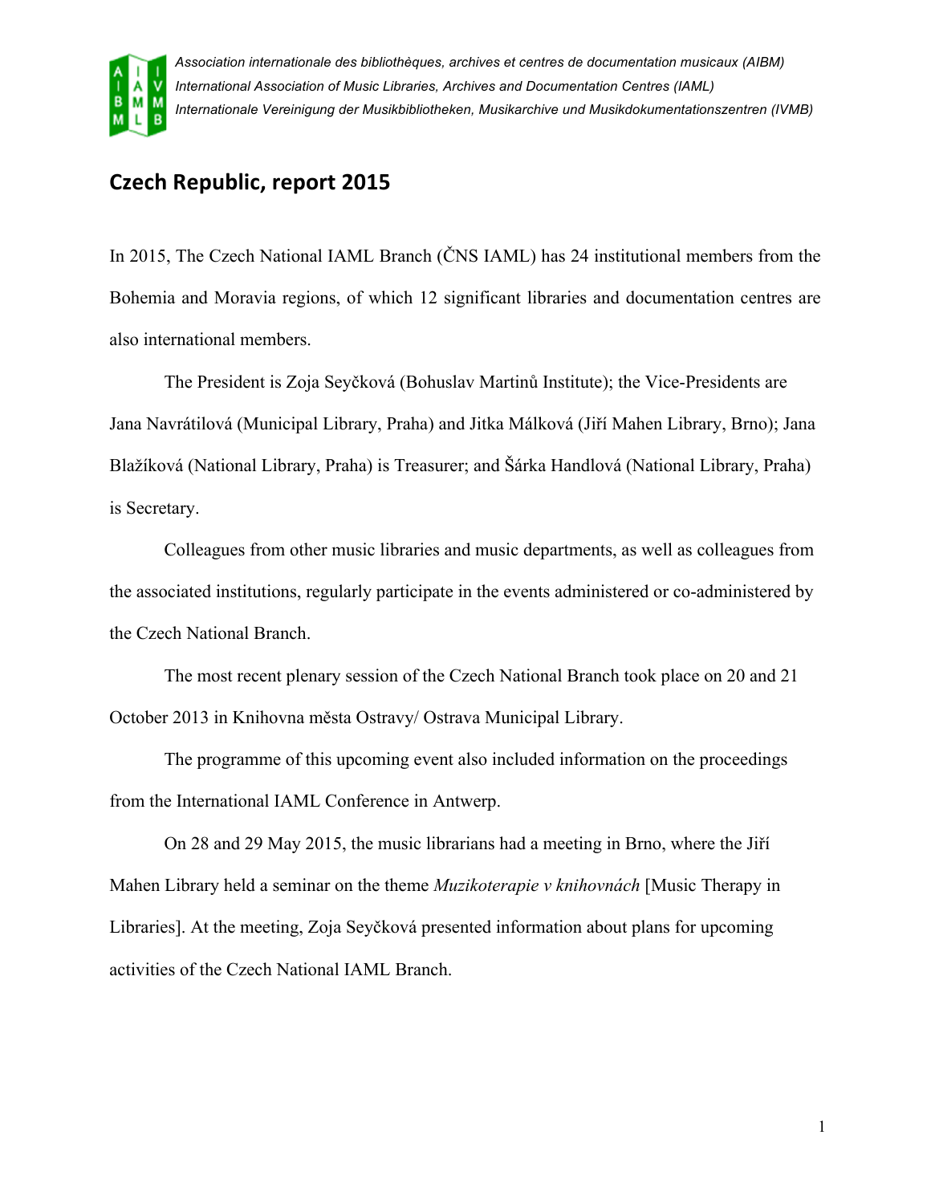*Association internationale des bibliothèques, archives et centres de documentation musicaux (AIBM)*
*International Association of Music Libraries, Archives and Documentation Centres (IAML)*
*Internationale Vereinigung der Musikbibliotheken, Musikarchive und Musikdokumentationszentren (IVMB)*

## Czech Republic, report 2015

In 2015, The Czech National IAML Branch (ČNS IAML) has 24 institutional members from the Bohemia and Moravia regions, of which 12 significant libraries and documentation centres are also international members.

The President is Zoja Seyčková (Bohuslav Martinů Institute); the Vice-Presidents are Jana Navrátilová (Municipal Library, Praha) and Jitka Málková (Jiří Mahen Library, Brno); Jana Blažíková (National Library, Praha) is Treasurer; and Šárka Handlová (National Library, Praha) is Secretary.

Colleagues from other music libraries and music departments, as well as colleagues from the associated institutions, regularly participate in the events administered or co-administered by the Czech National Branch.

The most recent plenary session of the Czech National Branch took place on 20 and 21 October 2013 in Knihovna města Ostravy/ Ostrava Municipal Library.

The programme of this upcoming event also included information on the proceedings from the International IAML Conference in Antwerp.

On 28 and 29 May 2015, the music librarians had a meeting in Brno, where the Jiří Mahen Library held a seminar on the theme *Muzikoterapie v knihovnách* [Music Therapy in Libraries]. At the meeting, Zoja Seyčková presented information about plans for upcoming activities of the Czech National IAML Branch.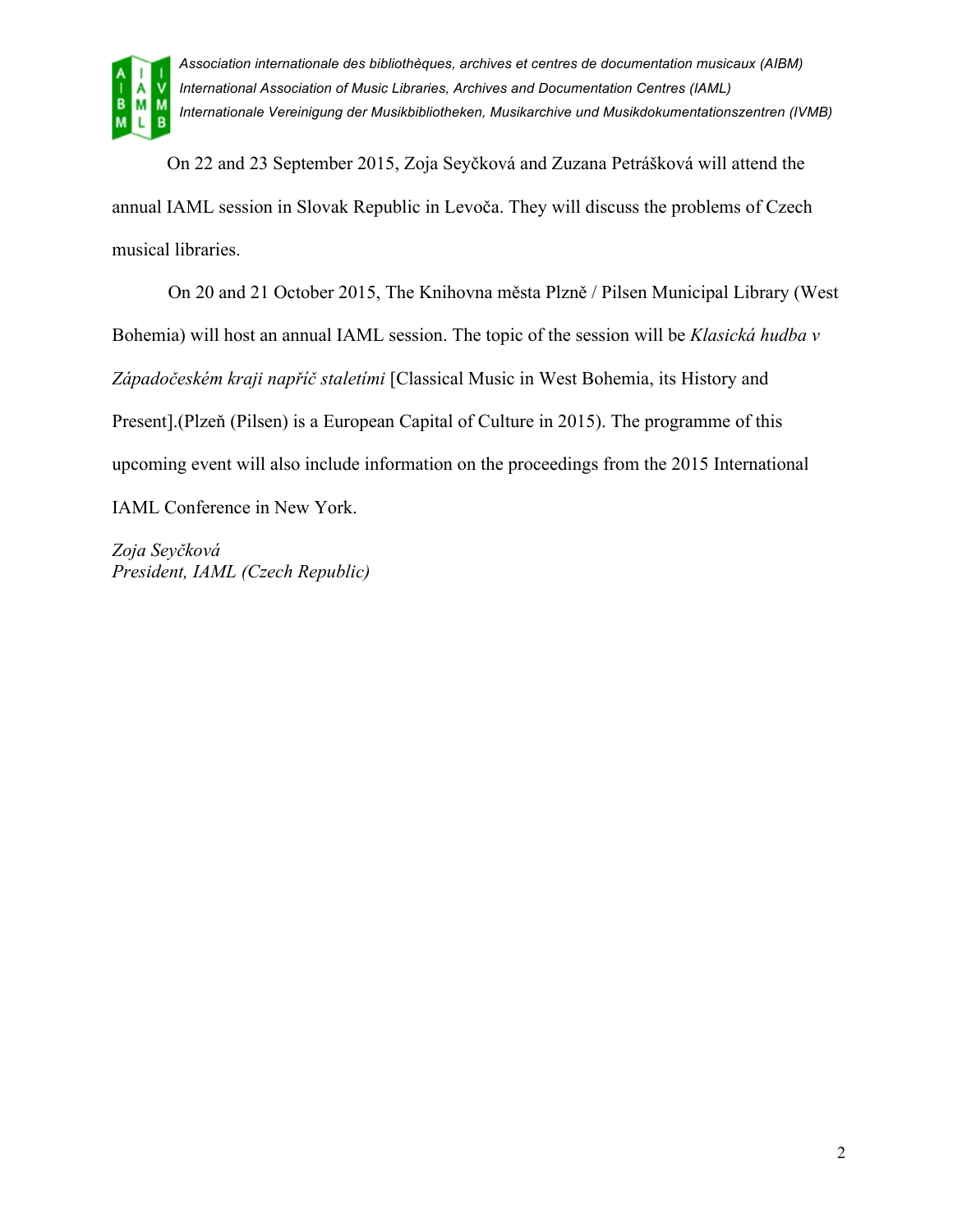On 22 and 23 September 2015, Zoja Seyčková and Zuzana Petrášková will attend the annual IAML session in Slovak Republic in Levoča. They will discuss the problems of Czech musical libraries.

On 20 and 21 October 2015, The Knihovna města Plzně / Pilsen Municipal Library (West Bohemia) will host an annual IAML session. The topic of the session will be *Klasická hudba v Západočeském kraji napříč staletími* [Classical Music in West Bohemia, its History and Present].(Plzeň (Pilsen) is a European Capital of Culture in 2015). The programme of this upcoming event will also include information on the proceedings from the 2015 International IAML Conference in New York.

*Zoja Seyčková*
*President, IAML (Czech Republic)*